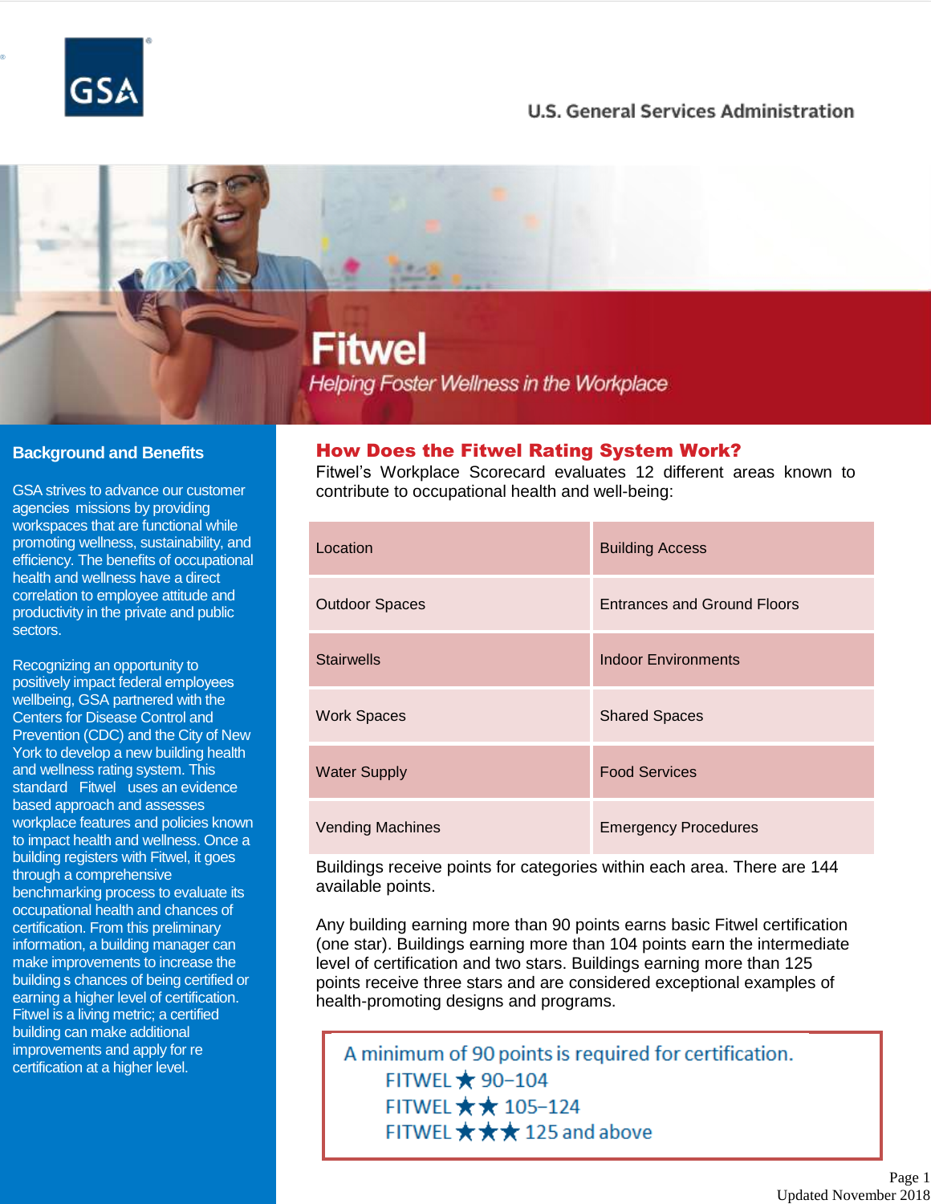U.S. General Services Administration

# Fitwel

*Helping Foster Wellness in the Workplace*

## Background and Benefits

GSA strives to advance our customer agencies missions by providing workspaces that are functional while promoting wellness, sustainability, and efficiency. The benefits of occupational health and wellness have a direct correlation to employee attitude and productivity in the private and public sectors.

Recognizing an opportunity to positively impact federal employees wellbeing, GSA partnered with the Centers for Disease Control and Prevention (CDC) and the City of New York to develop a new building health and wellness rating system. This standard Fitwel uses an evidence based approach and assesses workplace features and policies known to impact health and wellness. Once a building registers with Fitwel, it goes through a comprehensive benchmarking process to evaluate its occupational health and chances of certification. From this preliminary information, a building manager can make improvements to increase the building s chances of being certified or earning a higher level of certification. Fitwel is a living metric; a certified building can make additional improvements and apply for re certification at a higher level.

## How Does the Fitwel Rating System Work?

Fitwel's Workplace Scorecard evaluates 12 different areas known to contribute to occupational health and well-being:

| | |
|---|---|
| Location | Building Access |
| Outdoor Spaces | Entrances and Ground Floors |
| Stairwells | Indoor Environments |
| Work Spaces | Shared Spaces |
| Water Supply | Food Services |
| Vending Machines | Emergency Procedures |

Buildings receive points for categories within each area. There are 144 available points.

Any building earning more than 90 points earns basic Fitwel certification (one star). Buildings earning more than 104 points earn the intermediate level of certification and two stars. Buildings earning more than 125 points receive three stars and are considered exceptional examples of health-promoting designs and programs.

A minimum of 90 points is required for certification.

- FITWEL ★ 90–104
- FITWEL ★★ 105–124
- FITWEL ★★★ 125 and above

Updated November 2018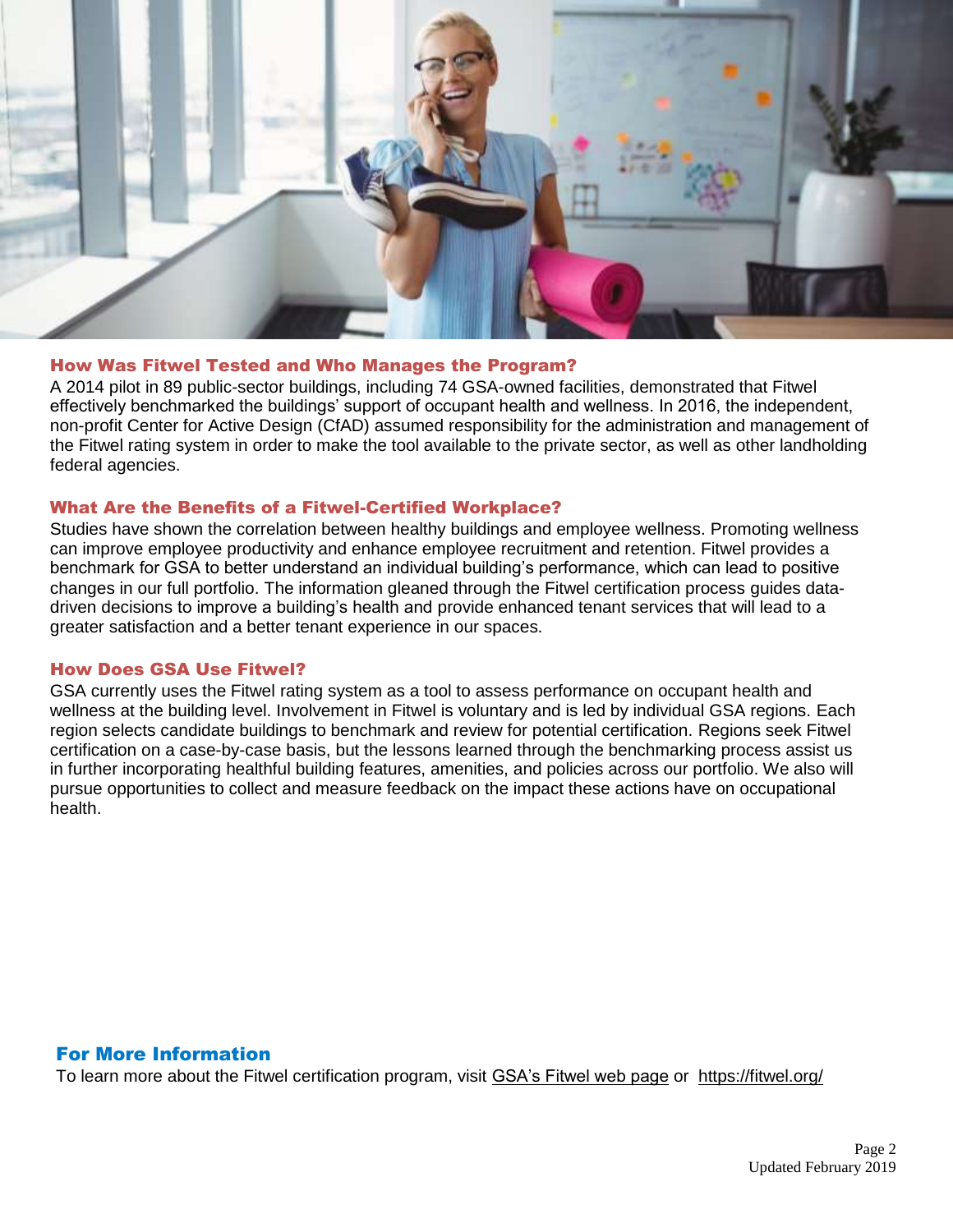## How Was Fitwel Tested and Who Manages the Program?

A 2014 pilot in 89 public-sector buildings, including 74 GSA-owned facilities, demonstrated that Fitwel effectively benchmarked the buildings' support of occupant health and wellness. In 2016, the independent, non-profit Center for Active Design (CfAD) assumed responsibility for the administration and management of the Fitwel rating system in order to make the tool available to the private sector, as well as other landholding federal agencies.

## What Are the Benefits of a Fitwel-Certified Workplace?

Studies have shown the correlation between healthy buildings and employee wellness. Promoting wellness can improve employee productivity and enhance employee recruitment and retention. Fitwel provides a benchmark for GSA to better understand an individual building's performance, which can lead to positive changes in our full portfolio. The information gleaned through the Fitwel certification process guides data-driven decisions to improve a building's health and provide enhanced tenant services that will lead to a greater satisfaction and a better tenant experience in our spaces.

## How Does GSA Use Fitwel?

GSA currently uses the Fitwel rating system as a tool to assess performance on occupant health and wellness at the building level. Involvement in Fitwel is voluntary and is led by individual GSA regions. Each region selects candidate buildings to benchmark and review for potential certification. Regions seek Fitwel certification on a case-by-case basis, but the lessons learned through the benchmarking process assist us in further incorporating healthful building features, amenities, and policies across our portfolio. We also will pursue opportunities to collect and measure feedback on the impact these actions have on occupational health.

## For More Information

To learn more about the Fitwel certification program, visit GSA's Fitwel web page or https://fitwel.org/

Updated February 2019